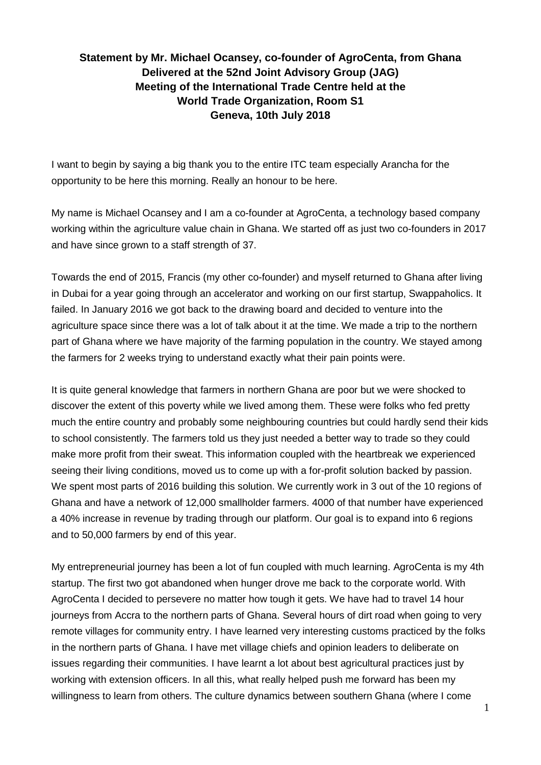**Statement by Mr. Michael Ocansey, co-founder of AgroCenta, from Ghana**
**Delivered at the 52nd Joint Advisory Group (JAG)**
**Meeting of the International Trade Centre held at the**
**World Trade Organization, Room S1**
**Geneva, 10th July 2018**

I want to begin by saying a big thank you to the entire ITC team especially Arancha for the opportunity to be here this morning. Really an honour to be here.

My name is Michael Ocansey and I am a co-founder at AgroCenta, a technology based company working within the agriculture value chain in Ghana. We started off as just two co-founders in 2017 and have since grown to a staff strength of 37.

Towards the end of 2015, Francis (my other co-founder) and myself returned to Ghana after living in Dubai for a year going through an accelerator and working on our first startup, Swappaholics. It failed. In January 2016 we got back to the drawing board and decided to venture into the agriculture space since there was a lot of talk about it at the time. We made a trip to the northern part of Ghana where we have majority of the farming population in the country. We stayed among the farmers for 2 weeks trying to understand exactly what their pain points were.

It is quite general knowledge that farmers in northern Ghana are poor but we were shocked to discover the extent of this poverty while we lived among them. These were folks who fed pretty much the entire country and probably some neighbouring countries but could hardly send their kids to school consistently. The farmers told us they just needed a better way to trade so they could make more profit from their sweat. This information coupled with the heartbreak we experienced seeing their living conditions, moved us to come up with a for-profit solution backed by passion. We spent most parts of 2016 building this solution. We currently work in 3 out of the 10 regions of Ghana and have a network of 12,000 smallholder farmers. 4000 of that number have experienced a 40% increase in revenue by trading through our platform. Our goal is to expand into 6 regions and to 50,000 farmers by end of this year.

My entrepreneurial journey has been a lot of fun coupled with much learning. AgroCenta is my 4th startup. The first two got abandoned when hunger drove me back to the corporate world. With AgroCenta I decided to persevere no matter how tough it gets. We have had to travel 14 hour journeys from Accra to the northern parts of Ghana. Several hours of dirt road when going to very remote villages for community entry. I have learned very interesting customs practiced by the folks in the northern parts of Ghana. I have met village chiefs and opinion leaders to deliberate on issues regarding their communities. I have learnt a lot about best agricultural practices just by working with extension officers. In all this, what really helped push me forward has been my willingness to learn from others. The culture dynamics between southern Ghana (where I come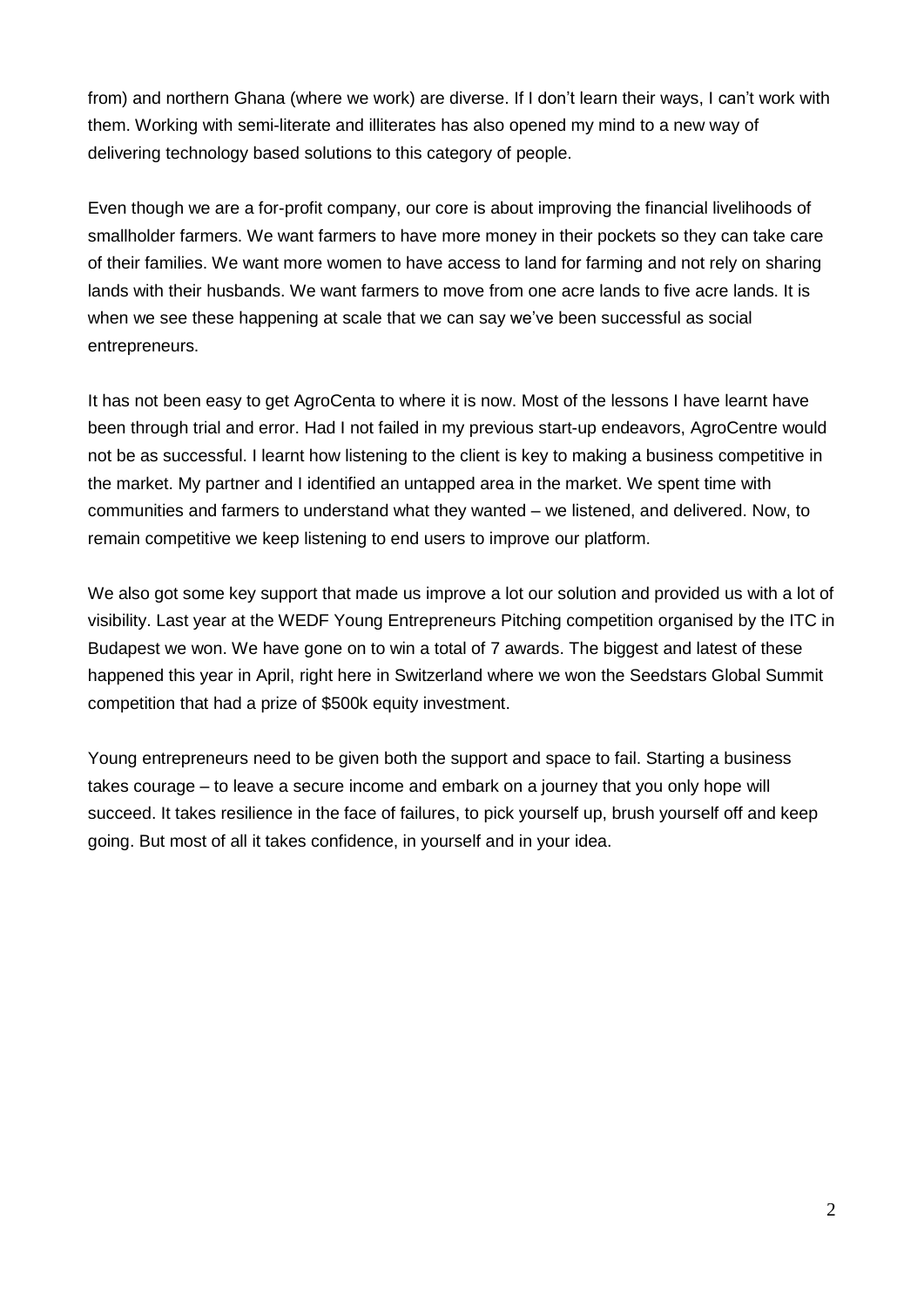from) and northern Ghana (where we work) are diverse. If I don't learn their ways, I can't work with them. Working with semi-literate and illiterates has also opened my mind to a new way of delivering technology based solutions to this category of people.

Even though we are a for-profit company, our core is about improving the financial livelihoods of smallholder farmers. We want farmers to have more money in their pockets so they can take care of their families. We want more women to have access to land for farming and not rely on sharing lands with their husbands. We want farmers to move from one acre lands to five acre lands. It is when we see these happening at scale that we can say we've been successful as social entrepreneurs.

It has not been easy to get AgroCenta to where it is now. Most of the lessons I have learnt have been through trial and error. Had I not failed in my previous start-up endeavors, AgroCentre would not be as successful. I learnt how listening to the client is key to making a business competitive in the market. My partner and I identified an untapped area in the market. We spent time with communities and farmers to understand what they wanted – we listened, and delivered. Now, to remain competitive we keep listening to end users to improve our platform.

We also got some key support that made us improve a lot our solution and provided us with a lot of visibility. Last year at the WEDF Young Entrepreneurs Pitching competition organised by the ITC in Budapest we won. We have gone on to win a total of 7 awards. The biggest and latest of these happened this year in April, right here in Switzerland where we won the Seedstars Global Summit competition that had a prize of $500k equity investment.

Young entrepreneurs need to be given both the support and space to fail. Starting a business takes courage – to leave a secure income and embark on a journey that you only hope will succeed. It takes resilience in the face of failures, to pick yourself up, brush yourself off and keep going. But most of all it takes confidence, in yourself and in your idea.